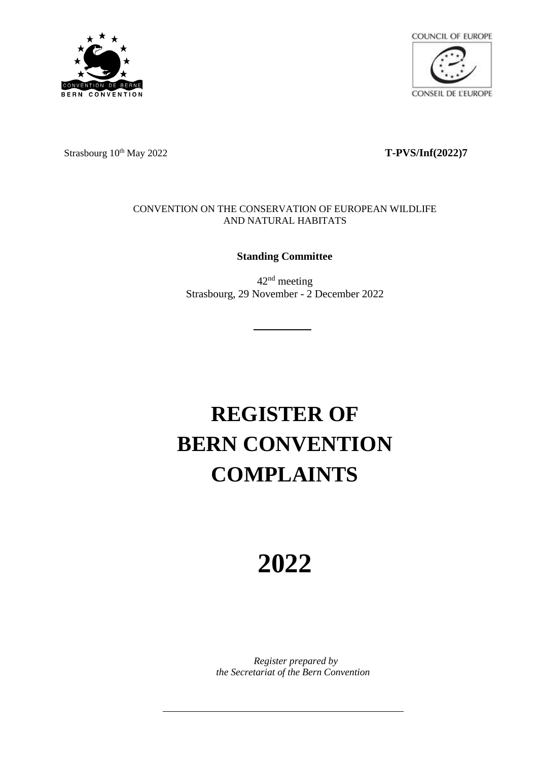Strasbourg 10th May 2022 **T-PVS/Inf(2022)7**

CONVENTION ON THE CONSERVATION OF EUROPEAN WILDLIFE AND NATURAL HABITATS

**Standing Committee**

42nd meeting
Strasbourg, 29 November - 2 December 2022

# REGISTER OF BERN CONVENTION COMPLAINTS

# 2022

*Register prepared by the Secretariat of the Bern Convention*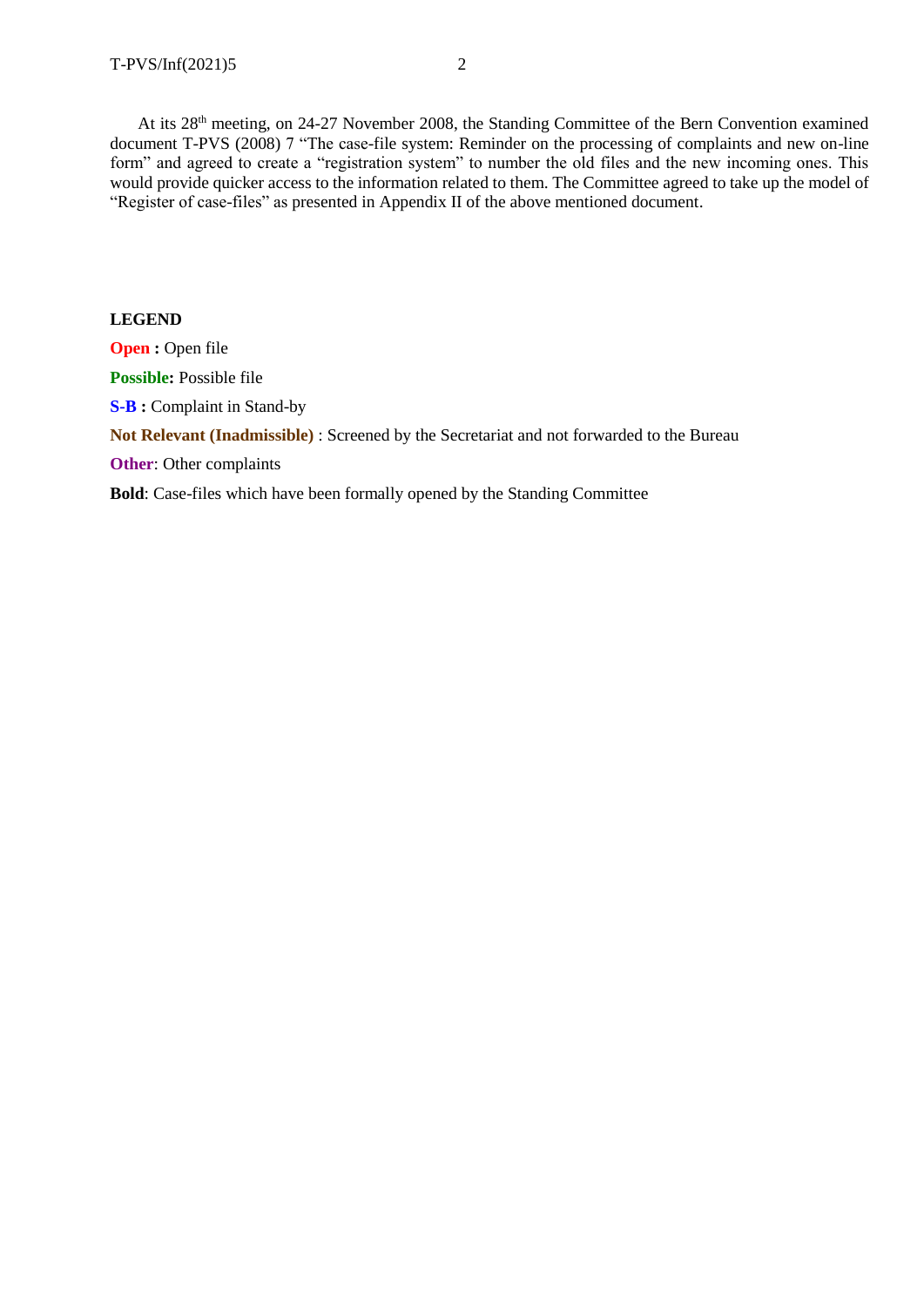At its 28th meeting, on 24-27 November 2008, the Standing Committee of the Bern Convention examined document T-PVS (2008) 7 "The case-file system: Reminder on the processing of complaints and new on-line form" and agreed to create a "registration system" to number the old files and the new incoming ones. This would provide quicker access to the information related to them. The Committee agreed to take up the model of "Register of case-files" as presented in Appendix II of the above mentioned document.

**LEGEND**

**Open :** Open file

**Possible:** Possible file

**S-B :** Complaint in Stand-by

**Not Relevant (Inadmissible)** : Screened by the Secretariat and not forwarded to the Bureau

**Other**: Other complaints

**Bold**: Case-files which have been formally opened by the Standing Committee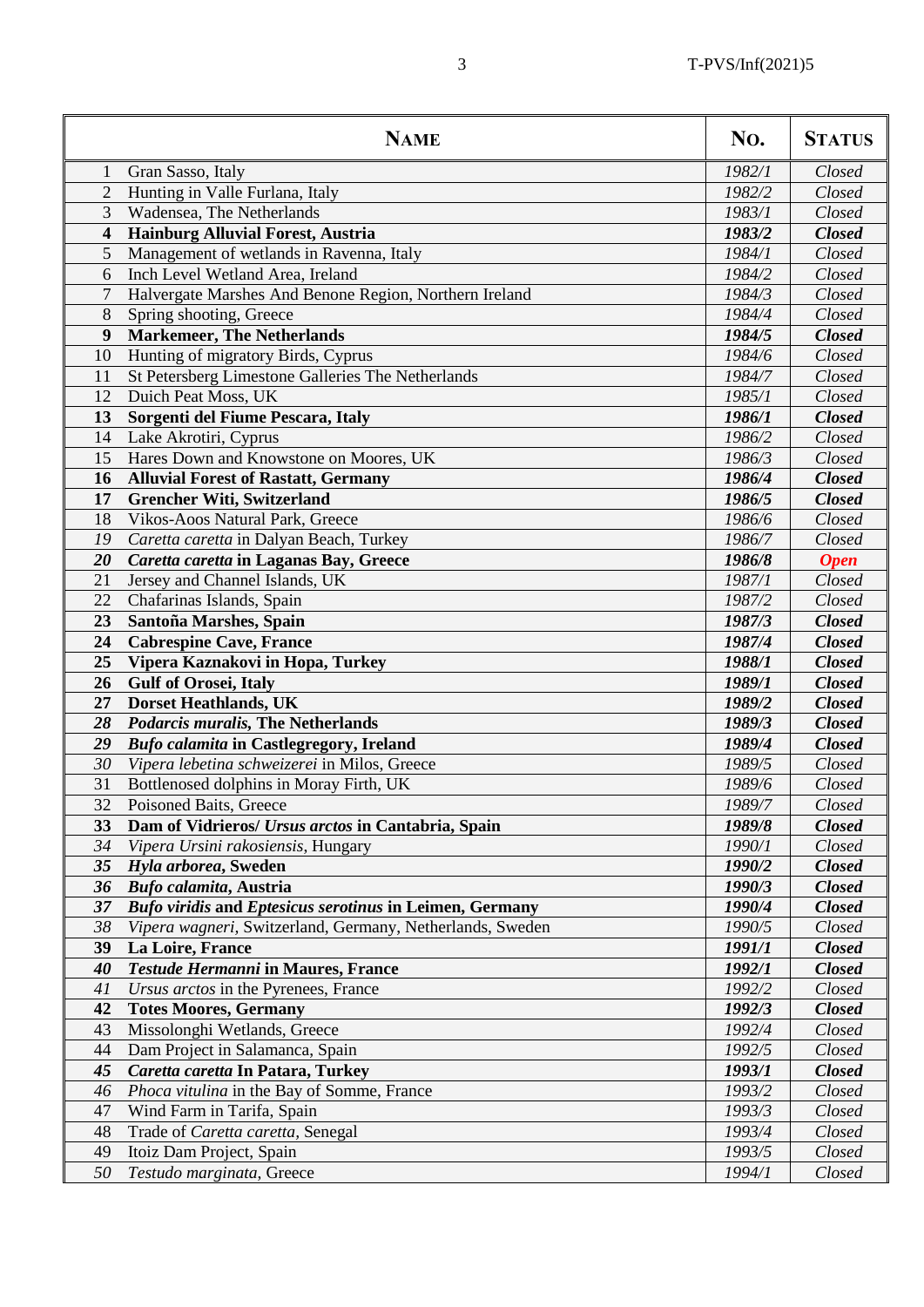| | NAME | NO. | STATUS |
|---|---|---|---|
| 1 | Gran Sasso, Italy | *1982/1* | *Closed* |
| 2 | Hunting in Valle Furlana, Italy | *1982/2* | *Closed* |
| 3 | Wadensea, The Netherlands | *1983/1* | *Closed* |
| **4** | **Hainburg Alluvial Forest, Austria** | ***1983/2*** | ***Closed*** |
| 5 | Management of wetlands in Ravenna, Italy | *1984/1* | *Closed* |
| 6 | Inch Level Wetland Area, Ireland | *1984/2* | *Closed* |
| 7 | Halvergate Marshes And Benone Region, Northern Ireland | *1984/3* | *Closed* |
| 8 | Spring shooting, Greece | *1984/4* | *Closed* |
| **9** | **Markemeer, The Netherlands** | ***1984/5*** | ***Closed*** |
| 10 | Hunting of migratory Birds, Cyprus | *1984/6* | *Closed* |
| 11 | St Petersberg Limestone Galleries The Netherlands | *1984/7* | *Closed* |
| 12 | Duich Peat Moss, UK | *1985/1* | *Closed* |
| **13** | **Sorgenti del Fiume Pescara, Italy** | ***1986/1*** | ***Closed*** |
| 14 | Lake Akrotiri, Cyprus | *1986/2* | *Closed* |
| 15 | Hares Down and Knowstone on Moores, UK | *1986/3* | *Closed* |
| **16** | **Alluvial Forest of Rastatt, Germany** | ***1986/4*** | ***Closed*** |
| **17** | **Grencher Witi, Switzerland** | ***1986/5*** | ***Closed*** |
| 18 | Vikos-Aoos Natural Park, Greece | *1986/6* | *Closed* |
| *19* | *Caretta caretta* in Dalyan Beach, Turkey | *1986/7* | *Closed* |
| ***20*** | ***Caretta caretta* in Laganas Bay, Greece** | ***1986/8*** | ***Open*** |
| 21 | Jersey and Channel Islands, UK | *1987/1* | *Closed* |
| 22 | Chafarinas Islands, Spain | *1987/2* | *Closed* |
| **23** | **Santoña Marshes, Spain** | ***1987/3*** | ***Closed*** |
| **24** | **Cabrespine Cave, France** | ***1987/4*** | ***Closed*** |
| **25** | **Vipera Kaznakovi in Hopa, Turkey** | ***1988/1*** | ***Closed*** |
| **26** | **Gulf of Orosei, Italy** | ***1989/1*** | ***Closed*** |
| **27** | **Dorset Heathlands, UK** | ***1989/2*** | ***Closed*** |
| ***28*** | ***Podarcis muralis*, The Netherlands** | ***1989/3*** | ***Closed*** |
| ***29*** | ***Bufo calamita* in Castlegregory, Ireland** | ***1989/4*** | ***Closed*** |
| *30* | *Vipera lebetina schweizerei* in Milos, Greece | *1989/5* | *Closed* |
| 31 | Bottlenosed dolphins in Moray Firth, UK | *1989/6* | *Closed* |
| 32 | Poisoned Baits, Greece | *1989/7* | *Closed* |
| **33** | **Dam of Vidrieros/ *Ursus arctos* in Cantabria, Spain** | ***1989/8*** | ***Closed*** |
| *34* | *Vipera Ursini rakosiensis*, Hungary | *1990/1* | *Closed* |
| ***35*** | ***Hyla arborea*, Sweden** | ***1990/2*** | ***Closed*** |
| ***36*** | ***Bufo calamita*, Austria** | ***1990/3*** | ***Closed*** |
| ***37*** | ***Bufo viridis* and *Eptesicus serotinus* in Leimen, Germany** | ***1990/4*** | ***Closed*** |
| *38* | *Vipera wagneri*, Switzerland, Germany, Netherlands, Sweden | *1990/5* | *Closed* |
| **39** | **La Loire, France** | ***1991/1*** | ***Closed*** |
| ***40*** | ***Testude Hermanni* in Maures, France** | ***1992/1*** | ***Closed*** |
| *41* | *Ursus arctos* in the Pyrenees, France | *1992/2* | *Closed* |
| **42** | **Totes Moores, Germany** | ***1992/3*** | ***Closed*** |
| 43 | Missolonghi Wetlands, Greece | *1992/4* | *Closed* |
| 44 | Dam Project in Salamanca, Spain | *1992/5* | *Closed* |
| ***45*** | ***Caretta caretta* In Patara, Turkey** | ***1993/1*** | ***Closed*** |
| *46* | *Phoca vitulina* in the Bay of Somme, France | *1993/2* | *Closed* |
| 47 | Wind Farm in Tarifa, Spain | *1993/3* | *Closed* |
| 48 | Trade of *Caretta caretta*, Senegal | *1993/4* | *Closed* |
| 49 | Itoiz Dam Project, Spain | *1993/5* | *Closed* |
| *50* | *Testudo marginata*, Greece | *1994/1* | *Closed* |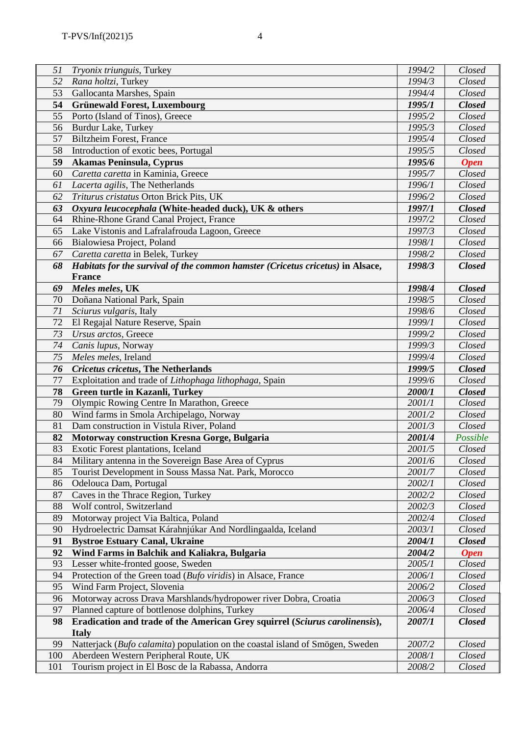| 51 | *Tryonix triunguis*, Turkey | *1994/2* | *Closed* |
|---|---|---|---|
| 52 | *Rana holtzi*, Turkey | *1994/3* | *Closed* |
| 53 | Gallocanta Marshes, Spain | *1994/4* | *Closed* |
| **54** | **Grünewald Forest, Luxembourg** | ***1995/1*** | ***Closed*** |
| 55 | Porto (Island of Tinos), Greece | *1995/2* | *Closed* |
| 56 | Burdur Lake, Turkey | *1995/3* | *Closed* |
| 57 | Biltzheim Forest, France | *1995/4* | *Closed* |
| 58 | Introduction of exotic bees, Portugal | *1995/5* | *Closed* |
| **59** | **Akamas Peninsula, Cyprus** | ***1995/6*** | ***Open*** |
| 60 | *Caretta caretta* in Kaminia, Greece | *1995/7* | *Closed* |
| *61* | *Lacerta agilis*, The Netherlands | *1996/1* | *Closed* |
| *62* | *Triturus cristatus* Orton Brick Pits, UK | *1996/2* | *Closed* |
| ***63*** | ***Oxyura leucocephala* (White-headed duck), UK & others** | ***1997/1*** | ***Closed*** |
| 64 | Rhine-Rhone Grand Canal Project, France | *1997/2* | *Closed* |
| 65 | Lake Vistonis and Lafralafrouda Lagoon, Greece | *1997/3* | *Closed* |
| 66 | Bialowiesa Project, Poland | *1998/1* | *Closed* |
| *67* | *Caretta caretta* in Belek, Turkey | *1998/2* | *Closed* |
| ***68*** | ***Habitats for the survival of the common hamster (Cricetus cricetus)* in Alsace, France** | ***1998/3*** | ***Closed*** |
| ***69*** | ***Meles meles*, UK** | ***1998/4*** | ***Closed*** |
| 70 | Doñana National Park, Spain | *1998/5* | *Closed* |
| *71* | *Sciurus vulgaris*, Italy | *1998/6* | *Closed* |
| 72 | El Regajal Nature Reserve, Spain | *1999/1* | *Closed* |
| *73* | *Ursus arctos*, Greece | *1999/2* | *Closed* |
| *74* | *Canis lupus*, Norway | *1999/3* | *Closed* |
| *75* | *Meles meles*, Ireland | *1999/4* | *Closed* |
| ***76*** | ***Cricetus cricetus*, The Netherlands** | ***1999/5*** | ***Closed*** |
| 77 | Exploitation and trade of *Lithophaga lithophaga*, Spain | *1999/6* | *Closed* |
| **78** | **Green turtle in Kazanli, Turkey** | ***2000/1*** | ***Closed*** |
| 79 | Olympic Rowing Centre In Marathon, Greece | *2001/1* | *Closed* |
| 80 | Wind farms in Smola Archipelago, Norway | *2001/2* | *Closed* |
| 81 | Dam construction in Vistula River, Poland | *2001/3* | *Closed* |
| **82** | **Motorway construction Kresna Gorge, Bulgaria** | ***2001/4*** | *Possible* |
| 83 | Exotic Forest plantations, Iceland | *2001/5* | *Closed* |
| 84 | Military antenna in the Sovereign Base Area of Cyprus | *2001/6* | *Closed* |
| 85 | Tourist Development in Souss Massa Nat. Park, Morocco | *2001/7* | *Closed* |
| 86 | Odelouca Dam, Portugal | *2002/1* | *Closed* |
| 87 | Caves in the Thrace Region, Turkey | *2002/2* | *Closed* |
| 88 | Wolf control, Switzerland | *2002/3* | *Closed* |
| 89 | Motorway project Via Baltica, Poland | *2002/4* | *Closed* |
| 90 | Hydroelectric Damsat Kárahnjúkar And Nordlingaalda, Iceland | *2003/1* | *Closed* |
| **91** | **Bystroe Estuary Canal, Ukraine** | ***2004/1*** | ***Closed*** |
| **92** | **Wind Farms in Balchik and Kaliakra, Bulgaria** | ***2004/2*** | ***Open*** |
| 93 | Lesser white-fronted goose, Sweden | *2005/1* | *Closed* |
| 94 | Protection of the Green toad (*Bufo viridis*) in Alsace, France | *2006/1* | *Closed* |
| 95 | Wind Farm Project, Slovenia | *2006/2* | *Closed* |
| 96 | Motorway across Drava Marshlands/hydropower river Dobra, Croatia | *2006/3* | *Closed* |
| 97 | Planned capture of bottlenose dolphins, Turkey | *2006/4* | *Closed* |
| **98** | **Eradication and trade of the American Grey squirrel (*Sciurus carolinensis*), Italy** | ***2007/1*** | ***Closed*** |
| 99 | Natterjack (*Bufo calamita*) population on the coastal island of Smögen, Sweden | *2007/2* | *Closed* |
| 100 | Aberdeen Western Peripheral Route, UK | *2008/1* | *Closed* |
| 101 | Tourism project in El Bosc de la Rabassa, Andorra | *2008/2* | *Closed* |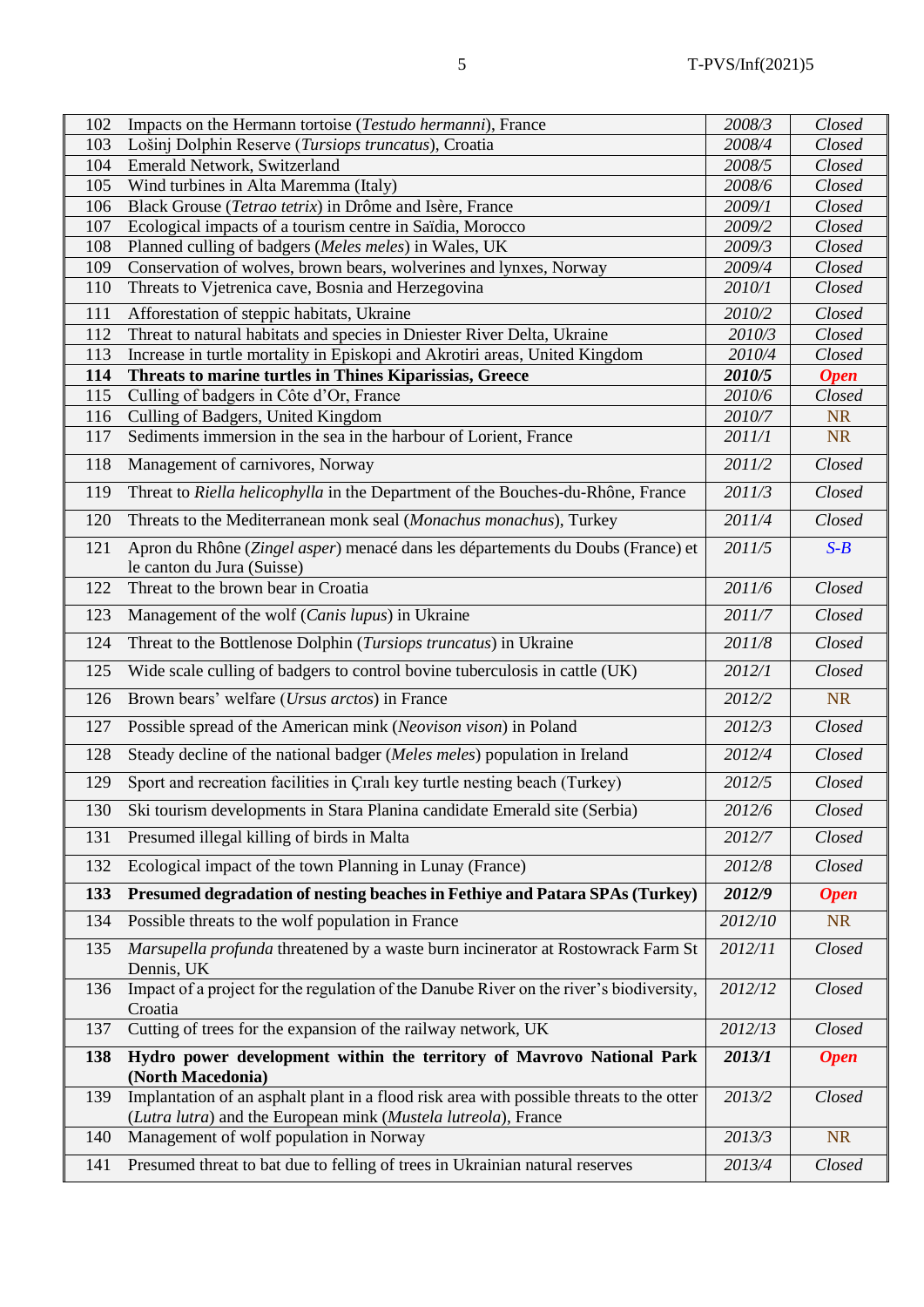| | | | |
|---|---|---|---|
| 102 | Impacts on the Hermann tortoise (*Testudo hermanni*), France | *2008/3* | *Closed* |
| 103 | Lošinj Dolphin Reserve (*Tursiops truncatus*), Croatia | *2008/4* | *Closed* |
| 104 | Emerald Network, Switzerland | *2008/5* | *Closed* |
| 105 | Wind turbines in Alta Maremma (Italy) | *2008/6* | *Closed* |
| 106 | Black Grouse (*Tetrao tetrix*) in Drôme and Isère, France | *2009/1* | *Closed* |
| 107 | Ecological impacts of a tourism centre in Saïdia, Morocco | *2009/2* | *Closed* |
| 108 | Planned culling of badgers (*Meles meles*) in Wales, UK | *2009/3* | *Closed* |
| 109 | Conservation of wolves, brown bears, wolverines and lynxes, Norway | *2009/4* | *Closed* |
| 110 | Threats to Vjetrenica cave, Bosnia and Herzegovina | *2010/1* | *Closed* |
| 111 | Afforestation of steppic habitats, Ukraine | *2010/2* | *Closed* |
| 112 | Threat to natural habitats and species in Dniester River Delta, Ukraine | *2010/3* | *Closed* |
| 113 | Increase in turtle mortality in Episkopi and Akrotiri areas, United Kingdom | *2010/4* | *Closed* |
| **114** | **Threats to marine turtles in Thines Kiparissias, Greece** | ***2010/5*** | ***Open*** |
| 115 | Culling of badgers in Côte d'Or, France | *2010/6* | *Closed* |
| 116 | Culling of Badgers, United Kingdom | *2010/7* | NR |
| 117 | Sediments immersion in the sea in the harbour of Lorient, France | *2011/1* | NR |
| 118 | Management of carnivores, Norway | *2011/2* | *Closed* |
| 119 | Threat to *Riella helicophylla* in the Department of the Bouches-du-Rhône, France | *2011/3* | *Closed* |
| 120 | Threats to the Mediterranean monk seal (*Monachus monachus*), Turkey | *2011/4* | *Closed* |
| 121 | Apron du Rhône (*Zingel asper*) menacé dans les départements du Doubs (France) et le canton du Jura (Suisse) | *2011/5* | *S-B* |
| 122 | Threat to the brown bear in Croatia | *2011/6* | *Closed* |
| 123 | Management of the wolf (*Canis lupus*) in Ukraine | *2011/7* | *Closed* |
| 124 | Threat to the Bottlenose Dolphin (*Tursiops truncatus*) in Ukraine | *2011/8* | *Closed* |
| 125 | Wide scale culling of badgers to control bovine tuberculosis in cattle (UK) | *2012/1* | *Closed* |
| 126 | Brown bears' welfare (*Ursus arctos*) in France | *2012/2* | NR |
| 127 | Possible spread of the American mink (*Neovison vison*) in Poland | *2012/3* | *Closed* |
| 128 | Steady decline of the national badger (*Meles meles*) population in Ireland | *2012/4* | *Closed* |
| 129 | Sport and recreation facilities in Çıralı key turtle nesting beach (Turkey) | *2012/5* | *Closed* |
| 130 | Ski tourism developments in Stara Planina candidate Emerald site (Serbia) | *2012/6* | *Closed* |
| 131 | Presumed illegal killing of birds in Malta | *2012/7* | *Closed* |
| 132 | Ecological impact of the town Planning in Lunay (France) | *2012/8* | *Closed* |
| **133** | **Presumed degradation of nesting beaches in Fethiye and Patara SPAs (Turkey)** | ***2012/9*** | ***Open*** |
| 134 | Possible threats to the wolf population in France | *2012/10* | NR |
| 135 | *Marsupella profunda* threatened by a waste burn incinerator at Rostowrack Farm St Dennis, UK | *2012/11* | *Closed* |
| 136 | Impact of a project for the regulation of the Danube River on the river's biodiversity, Croatia | *2012/12* | *Closed* |
| 137 | Cutting of trees for the expansion of the railway network, UK | *2012/13* | *Closed* |
| **138** | **Hydro power development within the territory of Mavrovo National Park (North Macedonia)** | ***2013/1*** | ***Open*** |
| 139 | Implantation of an asphalt plant in a flood risk area with possible threats to the otter (*Lutra lutra*) and the European mink (*Mustela lutreola*), France | *2013/2* | *Closed* |
| 140 | Management of wolf population in Norway | *2013/3* | NR |
| 141 | Presumed threat to bat due to felling of trees in Ukrainian natural reserves | *2013/4* | *Closed* |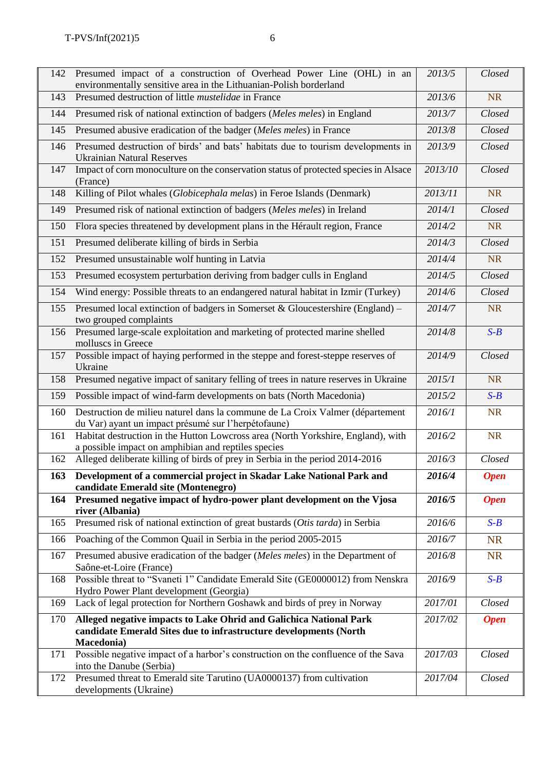| 142 | Presumed impact of a construction of Overhead Power Line (OHL) in an environmentally sensitive area in the Lithuanian-Polish borderland | *2013/5* | *Closed* |
|---|---|---|---|
| 143 | Presumed destruction of little *mustelidae* in France | *2013/6* | NR |
| 144 | Presumed risk of national extinction of badgers (*Meles meles*) in England | *2013/7* | *Closed* |
| 145 | Presumed abusive eradication of the badger (*Meles meles*) in France | *2013/8* | *Closed* |
| 146 | Presumed destruction of birds' and bats' habitats due to tourism developments in Ukrainian Natural Reserves | *2013/9* | *Closed* |
| 147 | Impact of corn monoculture on the conservation status of protected species in Alsace (France) | *2013/10* | *Closed* |
| 148 | Killing of Pilot whales (*Globicephala melas*) in Feroe Islands (Denmark) | *2013/11* | NR |
| 149 | Presumed risk of national extinction of badgers (*Meles meles*) in Ireland | *2014/1* | *Closed* |
| 150 | Flora species threatened by development plans in the Hérault region, France | *2014/2* | NR |
| 151 | Presumed deliberate killing of birds in Serbia | *2014/3* | *Closed* |
| 152 | Presumed unsustainable wolf hunting in Latvia | *2014/4* | NR |
| 153 | Presumed ecosystem perturbation deriving from badger culls in England | *2014/5* | *Closed* |
| 154 | Wind energy: Possible threats to an endangered natural habitat in Izmir (Turkey) | *2014/6* | *Closed* |
| 155 | Presumed local extinction of badgers in Somerset & Gloucestershire (England) – two grouped complaints | *2014/7* | NR |
| 156 | Presumed large-scale exploitation and marketing of protected marine shelled molluscs in Greece | *2014/8* | *S-B* |
| 157 | Possible impact of haying performed in the steppe and forest-steppe reserves of Ukraine | *2014/9* | *Closed* |
| 158 | Presumed negative impact of sanitary felling of trees in nature reserves in Ukraine | *2015/1* | NR |
| 159 | Possible impact of wind-farm developments on bats (North Macedonia) | *2015/2* | *S-B* |
| 160 | Destruction de milieu naturel dans la commune de La Croix Valmer (département du Var) ayant un impact présumé sur l'herpétofaune) | *2016/1* | NR |
| 161 | Habitat destruction in the Hutton Lowcross area (North Yorkshire, England), with a possible impact on amphibian and reptiles species | *2016/2* | NR |
| 162 | Alleged deliberate killing of birds of prey in Serbia in the period 2014-2016 | *2016/3* | *Closed* |
| **163** | **Development of a commercial project in Skadar Lake National Park and candidate Emerald site (Montenegro)** | ***2016/4*** | ***Open*** |
| **164** | **Presumed negative impact of hydro-power plant development on the Vjosa river (Albania)** | ***2016/5*** | ***Open*** |
| 165 | Presumed risk of national extinction of great bustards (*Otis tarda*) in Serbia | *2016/6* | *S-B* |
| 166 | Poaching of the Common Quail in Serbia in the period 2005-2015 | *2016/7* | NR |
| 167 | Presumed abusive eradication of the badger (*Meles meles*) in the Department of Saône-et-Loire (France) | *2016/8* | NR |
| 168 | Possible threat to "Svaneti 1" Candidate Emerald Site (GE0000012) from Nenskra Hydro Power Plant development (Georgia) | *2016/9* | *S-B* |
| 169 | Lack of legal protection for Northern Goshawk and birds of prey in Norway | *2017/01* | *Closed* |
| 170 | **Alleged negative impacts to Lake Ohrid and Galichica National Park candidate Emerald Sites due to infrastructure developments (North Macedonia)** | *2017/02* | ***Open*** |
| 171 | Possible negative impact of a harbor's construction on the confluence of the Sava into the Danube (Serbia) | *2017/03* | *Closed* |
| 172 | Presumed threat to Emerald site Tarutino (UA0000137) from cultivation developments (Ukraine) | *2017/04* | *Closed* |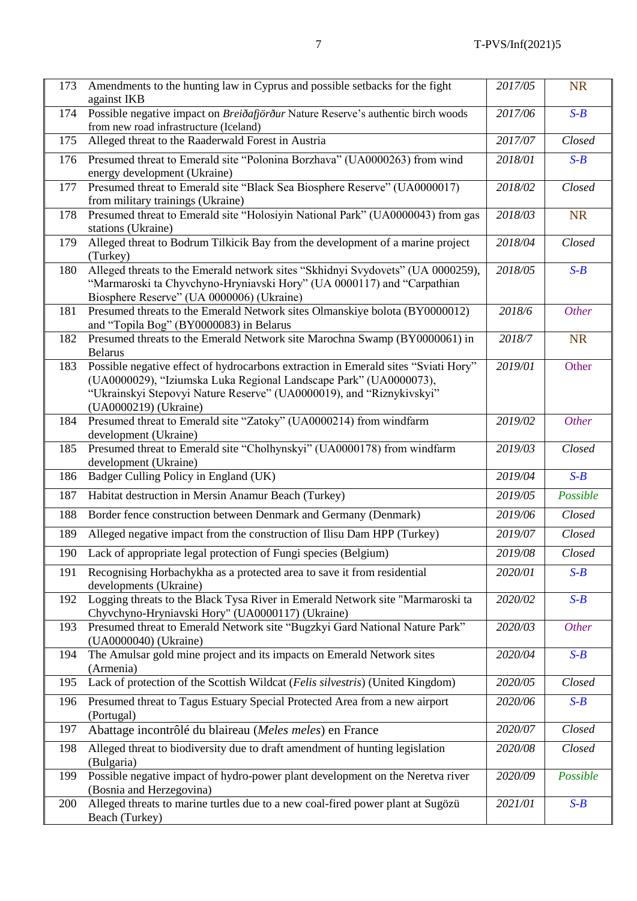| | | | |
|---|---|---|---|
| 173 | Amendments to the hunting law in Cyprus and possible setbacks for the fight against IKB | *2017/05* | NR |
| 174 | Possible negative impact on *Breiðafjörður* Nature Reserve's authentic birch woods from new road infrastructure (Iceland) | *2017/06* | *S-B* |
| 175 | Alleged threat to the Raaderwald Forest in Austria | *2017/07* | *Closed* |
| 176 | Presumed threat to Emerald site "Polonina Borzhava" (UA0000263) from wind energy development (Ukraine) | *2018/01* | *S-B* |
| 177 | Presumed threat to Emerald site "Black Sea Biosphere Reserve" (UA0000017) from military trainings (Ukraine) | *2018/02* | *Closed* |
| 178 | Presumed threat to Emerald site "Holosiyin National Park" (UA0000043) from gas stations (Ukraine) | *2018/03* | NR |
| 179 | Alleged threat to Bodrum Tilkicik Bay from the development of a marine project (Turkey) | *2018/04* | *Closed* |
| 180 | Alleged threats to the Emerald network sites "Skhidnyi Svydovets" (UA 0000259), "Marmaroski ta Chyvchyno-Hryniavski Hory" (UA 0000117) and "Carpathian Biosphere Reserve" (UA 0000006) (Ukraine) | *2018/05* | *S-B* |
| 181 | Presumed threats to the Emerald Network sites Olmanskiye bolota (BY0000012) and "Topila Bog" (BY0000083) in Belarus | *2018/6* | *Other* |
| 182 | Presumed threats to the Emerald Network site Marochna Swamp (BY0000061) in Belarus | *2018/7* | NR |
| 183 | Possible negative effect of hydrocarbons extraction in Emerald sites "Sviati Hory" (UA0000029), "Iziumska Luka Regional Landscape Park" (UA0000073), "Ukrainskyi Stepovyi Nature Reserve" (UA0000019), and "Riznykivskyi" (UA0000219) (Ukraine) | *2019/01* | Other |
| 184 | Presumed threat to Emerald site "Zatoky" (UA0000214) from windfarm development (Ukraine) | *2019/02* | *Other* |
| 185 | Presumed threat to Emerald site "Cholhynskyi" (UA0000178) from windfarm development (Ukraine) | *2019/03* | *Closed* |
| 186 | Badger Culling Policy in England (UK) | *2019/04* | *S-B* |
| 187 | Habitat destruction in Mersin Anamur Beach (Turkey) | *2019/05* | *Possible* |
| 188 | Border fence construction between Denmark and Germany (Denmark) | *2019/06* | *Closed* |
| 189 | Alleged negative impact from the construction of Ilisu Dam HPP (Turkey) | *2019/07* | *Closed* |
| 190 | Lack of appropriate legal protection of Fungi species (Belgium) | *2019/08* | *Closed* |
| 191 | Recognising Horbachykha as a protected area to save it from residential developments (Ukraine) | *2020/01* | *S-B* |
| 192 | Logging threats to the Black Tysa River in Emerald Network site "Marmaroski ta Chyvchyno-Hryniavski Hory" (UA0000117) (Ukraine) | *2020/02* | *S-B* |
| 193 | Presumed threat to Emerald Network site "Bugzkyi Gard National Nature Park" (UA0000040) (Ukraine) | *2020/03* | *Other* |
| 194 | The Amulsar gold mine project and its impacts on Emerald Network sites (Armenia) | *2020/04* | *S-B* |
| 195 | Lack of protection of the Scottish Wildcat (*Felis silvestris*) (United Kingdom) | *2020/05* | *Closed* |
| 196 | Presumed threat to Tagus Estuary Special Protected Area from a new airport (Portugal) | *2020/06* | *S-B* |
| 197 | Abattage incontrôlé du blaireau (*Meles meles*) en France | *2020/07* | *Closed* |
| 198 | Alleged threat to biodiversity due to draft amendment of hunting legislation (Bulgaria) | *2020/08* | *Closed* |
| 199 | Possible negative impact of hydro-power plant development on the Neretva river (Bosnia and Herzegovina) | *2020/09* | *Possible* |
| 200 | Alleged threats to marine turtles due to a new coal-fired power plant at Sugözü Beach (Turkey) | *2021/01* | *S-B* |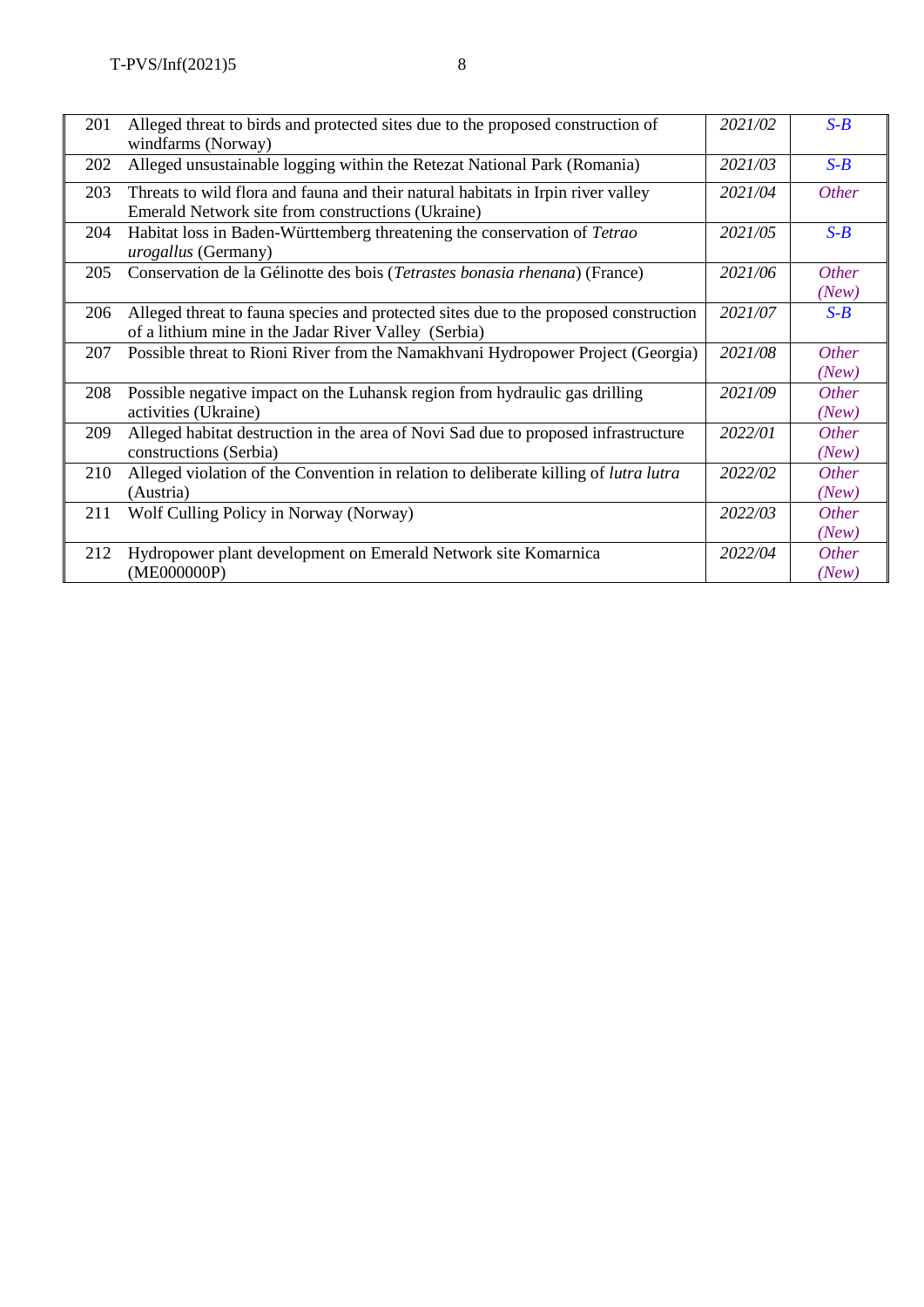| | | | |
|---|---|---|---|
| 201 | Alleged threat to birds and protected sites due to the proposed construction of windfarms (Norway) | *2021/02* | *S-B* |
| 202 | Alleged unsustainable logging within the Retezat National Park (Romania) | *2021/03* | *S-B* |
| 203 | Threats to wild flora and fauna and their natural habitats in Irpin river valley Emerald Network site from constructions (Ukraine) | *2021/04* | *Other* |
| 204 | Habitat loss in Baden-Württemberg threatening the conservation of *Tetrao urogallus* (Germany) | *2021/05* | *S-B* |
| 205 | Conservation de la Gélinotte des bois (*Tetrastes bonasia rhenana*) (France) | *2021/06* | *Other (New)* |
| 206 | Alleged threat to fauna species and protected sites due to the proposed construction of a lithium mine in the Jadar River Valley (Serbia) | *2021/07* | *S-B* |
| 207 | Possible threat to Rioni River from the Namakhvani Hydropower Project (Georgia) | *2021/08* | *Other (New)* |
| 208 | Possible negative impact on the Luhansk region from hydraulic gas drilling activities (Ukraine) | *2021/09* | *Other (New)* |
| 209 | Alleged habitat destruction in the area of Novi Sad due to proposed infrastructure constructions (Serbia) | *2022/01* | *Other (New)* |
| 210 | Alleged violation of the Convention in relation to deliberate killing of *lutra lutra* (Austria) | *2022/02* | *Other (New)* |
| 211 | Wolf Culling Policy in Norway (Norway) | *2022/03* | *Other (New)* |
| 212 | Hydropower plant development on Emerald Network site Komarnica (ME000000P) | *2022/04* | *Other (New)* |